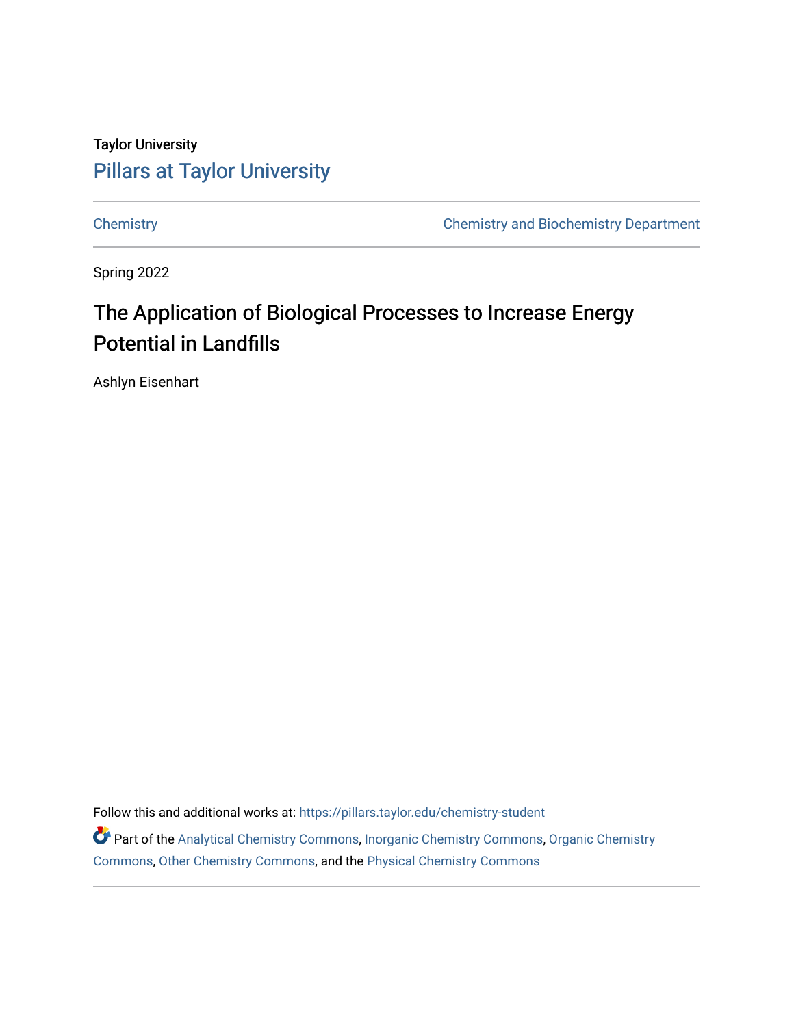Taylor University

# Pillars at Taylor University

Chemistry | Chemistry and Biochemistry Department

Spring 2022

## The Application of Biological Processes to Increase Energy Potential in Landfills

Ashlyn Eisenhart

Follow this and additional works at: https://pillars.taylor.edu/chemistry-student

Part of the Analytical Chemistry Commons, Inorganic Chemistry Commons, Organic Chemistry Commons, Other Chemistry Commons, and the Physical Chemistry Commons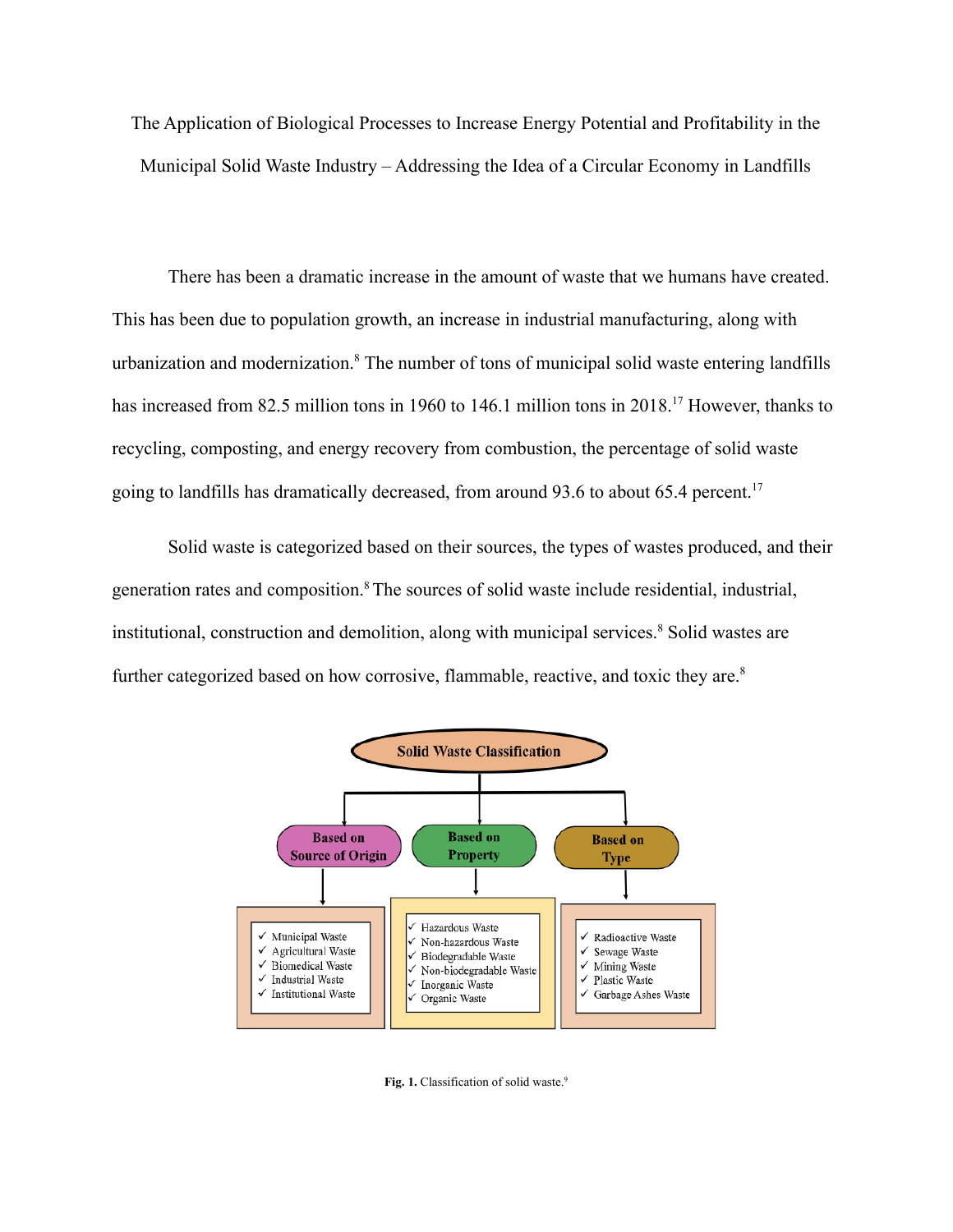The Application of Biological Processes to Increase Energy Potential and Profitability in the Municipal Solid Waste Industry – Addressing the Idea of a Circular Economy in Landfills

There has been a dramatic increase in the amount of waste that we humans have created. This has been due to population growth, an increase in industrial manufacturing, along with urbanization and modernization.[8] The number of tons of municipal solid waste entering landfills has increased from 82.5 million tons in 1960 to 146.1 million tons in 2018.[17] However, thanks to recycling, composting, and energy recovery from combustion, the percentage of solid waste going to landfills has dramatically decreased, from around 93.6 to about 65.4 percent.[17]

Solid waste is categorized based on their sources, the types of wastes produced, and their generation rates and composition.[8] The sources of solid waste include residential, industrial, institutional, construction and demolition, along with municipal services.[8] Solid wastes are further categorized based on how corrosive, flammable, reactive, and toxic they are.[8]

**Solid Waste Classification**

- **Based on Source of Origin**
  - ✓ Municipal Waste
  - ✓ Agricultural Waste
  - ✓ Biomedical Waste
  - ✓ Industrial Waste
  - ✓ Institutional Waste
- **Based on Property**
  - ✓ Hazardous Waste
  - ✓ Non-hazardous Waste
  - ✓ Biodegradable Waste
  - ✓ Non-biodegradable Waste
  - ✓ Inorganic Waste
  - ✓ Organic Waste
- **Based on Type**
  - ✓ Radioactive Waste
  - ✓ Sewage Waste
  - ✓ Mining Waste
  - ✓ Plastic Waste
  - ✓ Garbage Ashes Waste

**Fig. 1.** Classification of solid waste.[9]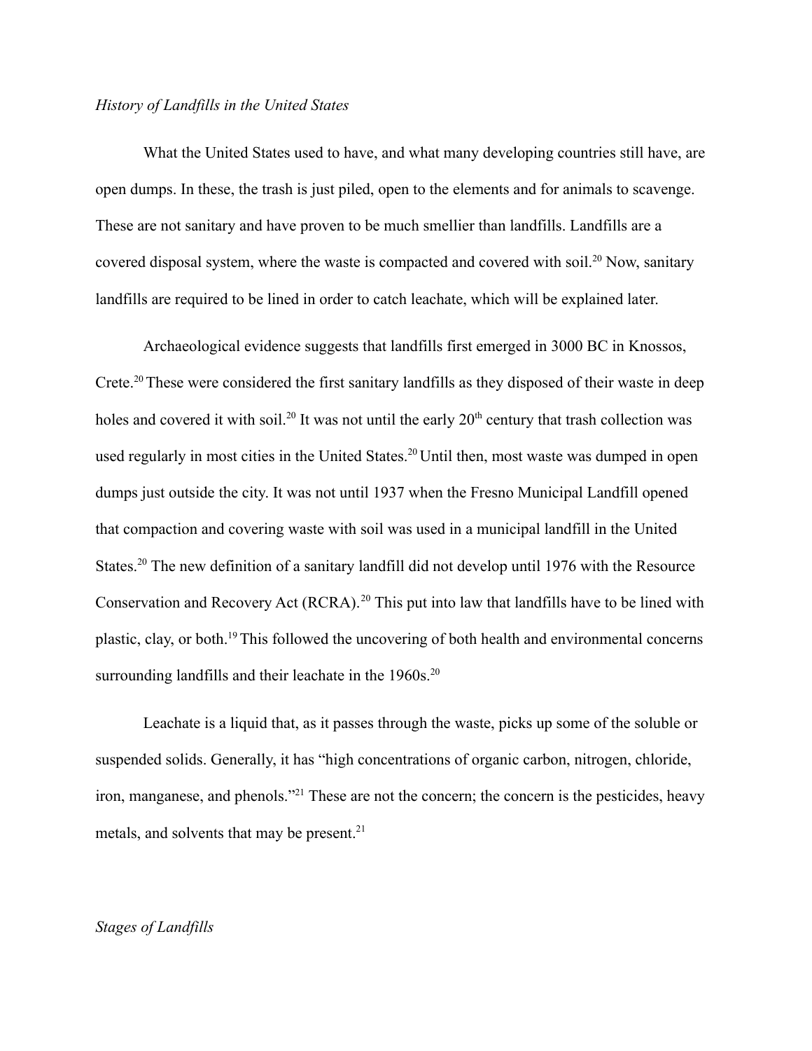*History of Landfills in the United States*

What the United States used to have, and what many developing countries still have, are open dumps. In these, the trash is just piled, open to the elements and for animals to scavenge. These are not sanitary and have proven to be much smellier than landfills. Landfills are a covered disposal system, where the waste is compacted and covered with soil.[20] Now, sanitary landfills are required to be lined in order to catch leachate, which will be explained later.

Archaeological evidence suggests that landfills first emerged in 3000 BC in Knossos, Crete.[20] These were considered the first sanitary landfills as they disposed of their waste in deep holes and covered it with soil.[20] It was not until the early 20th century that trash collection was used regularly in most cities in the United States.[20] Until then, most waste was dumped in open dumps just outside the city. It was not until 1937 when the Fresno Municipal Landfill opened that compaction and covering waste with soil was used in a municipal landfill in the United States.[20] The new definition of a sanitary landfill did not develop until 1976 with the Resource Conservation and Recovery Act (RCRA).[20] This put into law that landfills have to be lined with plastic, clay, or both.[19] This followed the uncovering of both health and environmental concerns surrounding landfills and their leachate in the 1960s.[20]

Leachate is a liquid that, as it passes through the waste, picks up some of the soluble or suspended solids. Generally, it has "high concentrations of organic carbon, nitrogen, chloride, iron, manganese, and phenols."[21] These are not the concern; the concern is the pesticides, heavy metals, and solvents that may be present.[21]

*Stages of Landfills*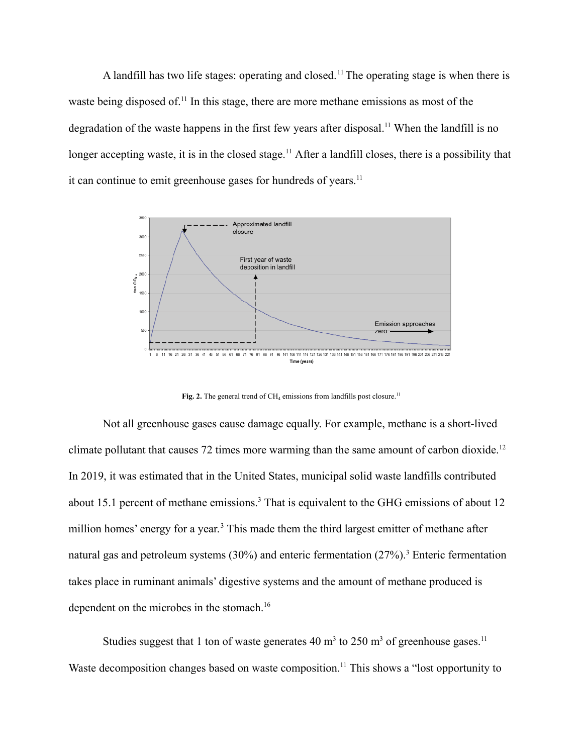A landfill has two life stages: operating and closed.[11] The operating stage is when there is waste being disposed of.[11] In this stage, there are more methane emissions as most of the degradation of the waste happens in the first few years after disposal.[11] When the landfill is no longer accepting waste, it is in the closed stage.[11] After a landfill closes, there is a possibility that it can continue to emit greenhouse gases for hundreds of years.[11]

**Fig. 2.** The general trend of $CH_4$ emissions from landfills post closure.[11]

Not all greenhouse gases cause damage equally. For example, methane is a short-lived climate pollutant that causes 72 times more warming than the same amount of carbon dioxide.[12] In 2019, it was estimated that in the United States, municipal solid waste landfills contributed about 15.1 percent of methane emissions.[3] That is equivalent to the GHG emissions of about 12 million homes' energy for a year.[3] This made them the third largest emitter of methane after natural gas and petroleum systems (30%) and enteric fermentation (27%).[3] Enteric fermentation takes place in ruminant animals' digestive systems and the amount of methane produced is dependent on the microbes in the stomach.[16]

Studies suggest that 1 ton of waste generates 40 $m^3$ to 250 $m^3$ of greenhouse gases.[11] Waste decomposition changes based on waste composition.[11] This shows a "lost opportunity to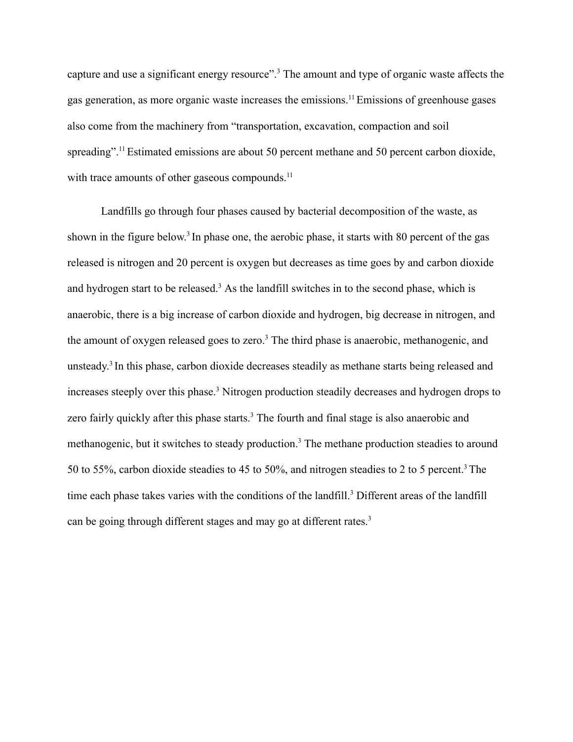capture and use a significant energy resource".[3] The amount and type of organic waste affects the gas generation, as more organic waste increases the emissions.[11] Emissions of greenhouse gases also come from the machinery from "transportation, excavation, compaction and soil spreading".[11] Estimated emissions are about 50 percent methane and 50 percent carbon dioxide, with trace amounts of other gaseous compounds.[11]

Landfills go through four phases caused by bacterial decomposition of the waste, as shown in the figure below.[3] In phase one, the aerobic phase, it starts with 80 percent of the gas released is nitrogen and 20 percent is oxygen but decreases as time goes by and carbon dioxide and hydrogen start to be released.[3] As the landfill switches in to the second phase, which is anaerobic, there is a big increase of carbon dioxide and hydrogen, big decrease in nitrogen, and the amount of oxygen released goes to zero.[3] The third phase is anaerobic, methanogenic, and unsteady.[3] In this phase, carbon dioxide decreases steadily as methane starts being released and increases steeply over this phase.[3] Nitrogen production steadily decreases and hydrogen drops to zero fairly quickly after this phase starts.[3] The fourth and final stage is also anaerobic and methanogenic, but it switches to steady production.[3] The methane production steadies to around 50 to 55%, carbon dioxide steadies to 45 to 50%, and nitrogen steadies to 2 to 5 percent.[3] The time each phase takes varies with the conditions of the landfill.[3] Different areas of the landfill can be going through different stages and may go at different rates.[3]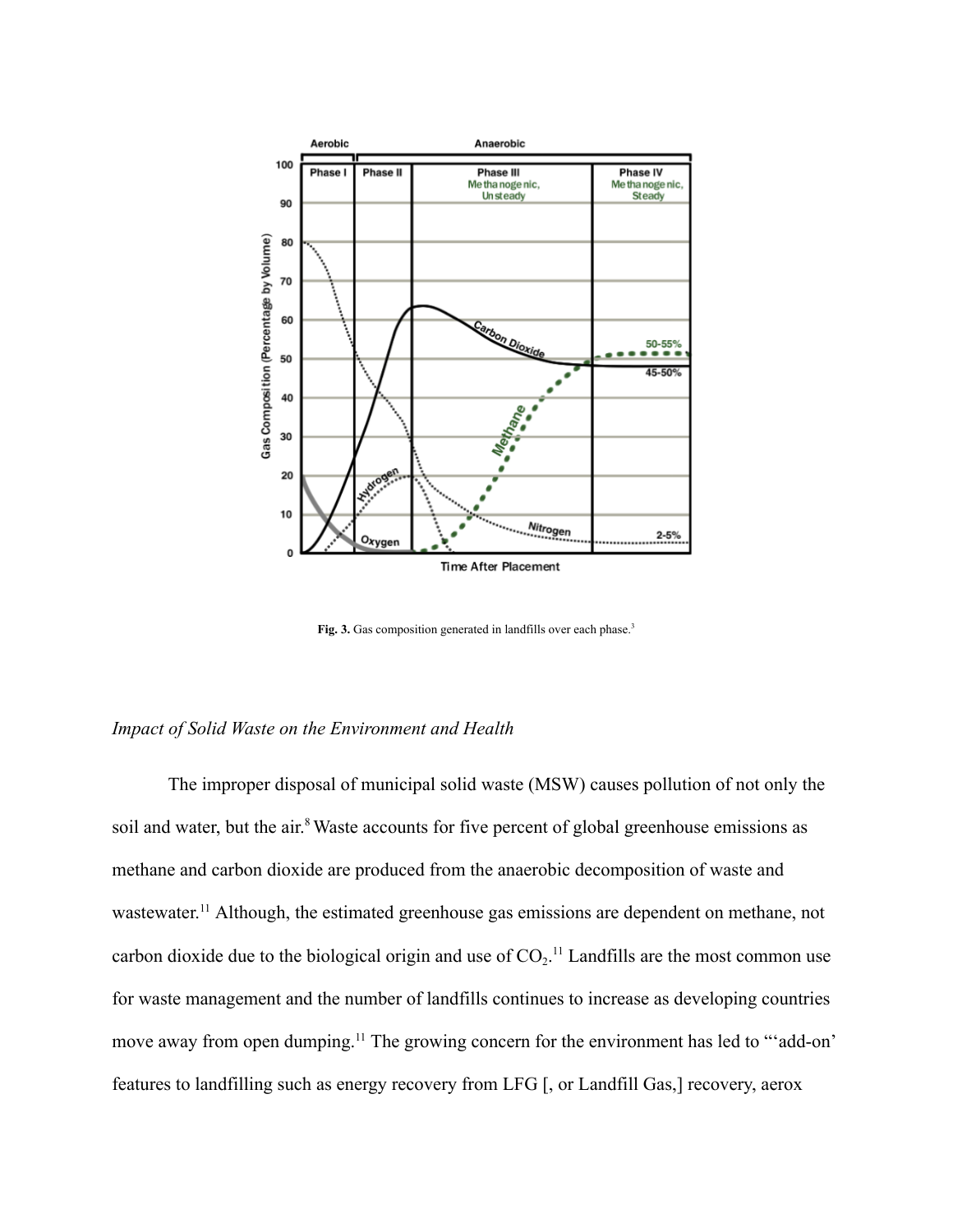Fig. 3. Gas composition generated in landfills over each phase.[3]

*Impact of Solid Waste on the Environment and Health*

The improper disposal of municipal solid waste (MSW) causes pollution of not only the soil and water, but the air.[8] Waste accounts for five percent of global greenhouse emissions as methane and carbon dioxide are produced from the anaerobic decomposition of waste and wastewater.[11] Although, the estimated greenhouse gas emissions are dependent on methane, not carbon dioxide due to the biological origin and use of $CO_2$.[11] Landfills are the most common use for waste management and the number of landfills continues to increase as developing countries move away from open dumping.[11] The growing concern for the environment has led to "'add-on' features to landfilling such as energy recovery from LFG [, or Landfill Gas,] recovery, aerox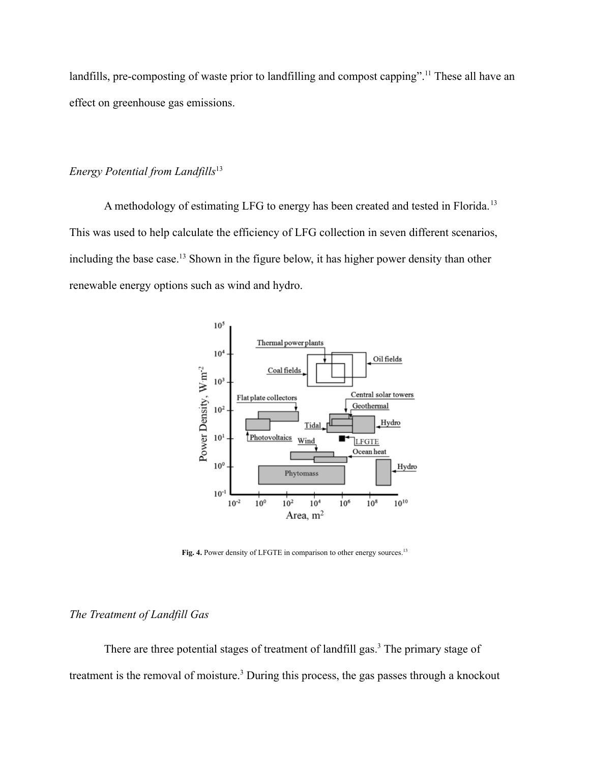landfills, pre-composting of waste prior to landfilling and compost capping".[11] These all have an effect on greenhouse gas emissions.

### *Energy Potential from Landfills*[13]

A methodology of estimating LFG to energy has been created and tested in Florida.[13] This was used to help calculate the efficiency of LFG collection in seven different scenarios, including the base case.[13] Shown in the figure below, it has higher power density than other renewable energy options such as wind and hydro.

**Fig. 4.** Power density of LFGTE in comparison to other energy sources.[13]

### *The Treatment of Landfill Gas*

There are three potential stages of treatment of landfill gas.[3] The primary stage of treatment is the removal of moisture.[3] During this process, the gas passes through a knockout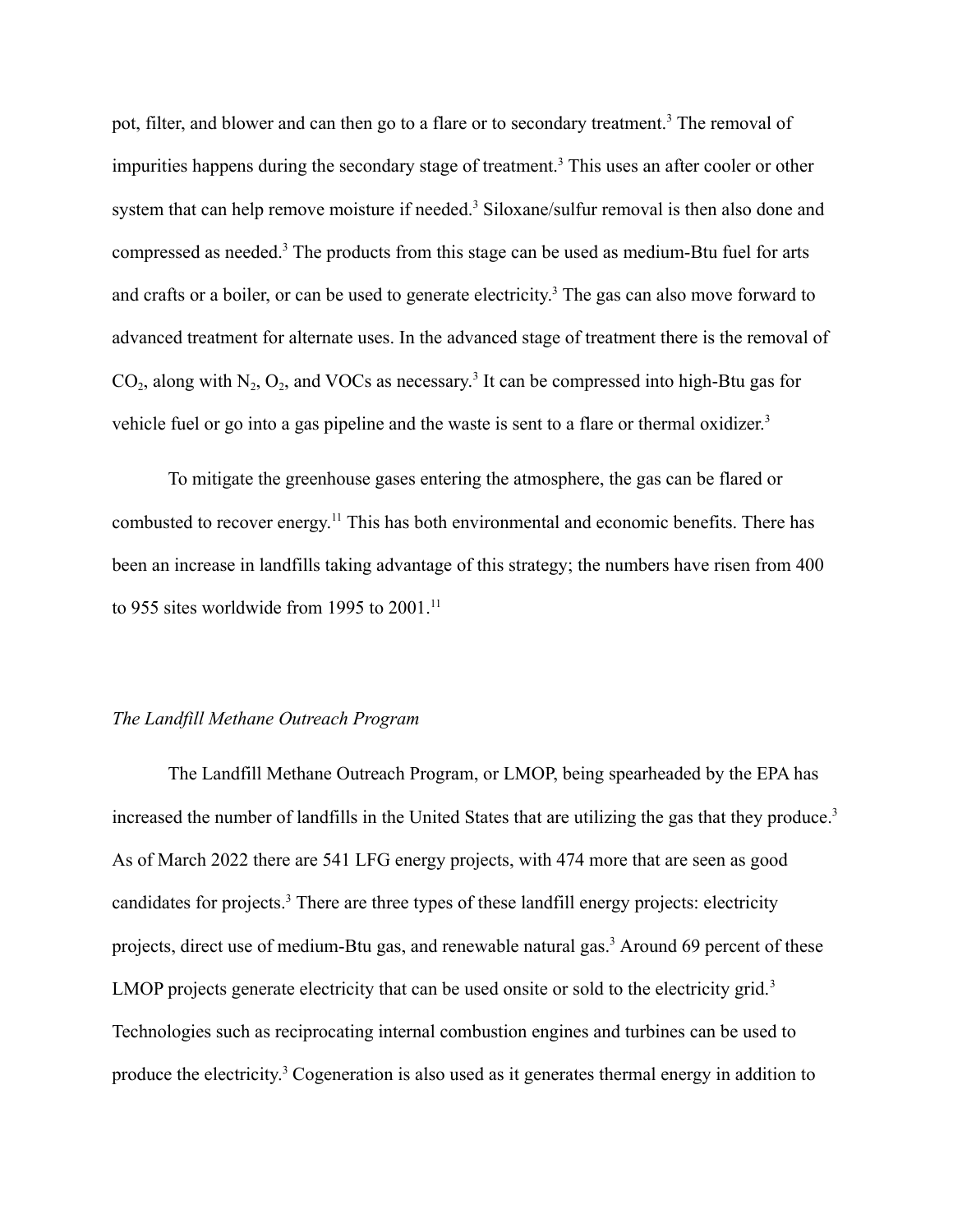pot, filter, and blower and can then go to a flare or to secondary treatment.[3] The removal of impurities happens during the secondary stage of treatment.[3] This uses an after cooler or other system that can help remove moisture if needed.[3] Siloxane/sulfur removal is then also done and compressed as needed.[3] The products from this stage can be used as medium-Btu fuel for arts and crafts or a boiler, or can be used to generate electricity.[3] The gas can also move forward to advanced treatment for alternate uses. In the advanced stage of treatment there is the removal of $CO_2$, along with $N_2$, $O_2$, and VOCs as necessary.[3] It can be compressed into high-Btu gas for vehicle fuel or go into a gas pipeline and the waste is sent to a flare or thermal oxidizer.[3]

To mitigate the greenhouse gases entering the atmosphere, the gas can be flared or combusted to recover energy.[11] This has both environmental and economic benefits. There has been an increase in landfills taking advantage of this strategy; the numbers have risen from 400 to 955 sites worldwide from 1995 to 2001.[11]

*The Landfill Methane Outreach Program*

The Landfill Methane Outreach Program, or LMOP, being spearheaded by the EPA has increased the number of landfills in the United States that are utilizing the gas that they produce.[3] As of March 2022 there are 541 LFG energy projects, with 474 more that are seen as good candidates for projects.[3] There are three types of these landfill energy projects: electricity projects, direct use of medium-Btu gas, and renewable natural gas.[3] Around 69 percent of these LMOP projects generate electricity that can be used onsite or sold to the electricity grid.[3] Technologies such as reciprocating internal combustion engines and turbines can be used to produce the electricity.[3] Cogeneration is also used as it generates thermal energy in addition to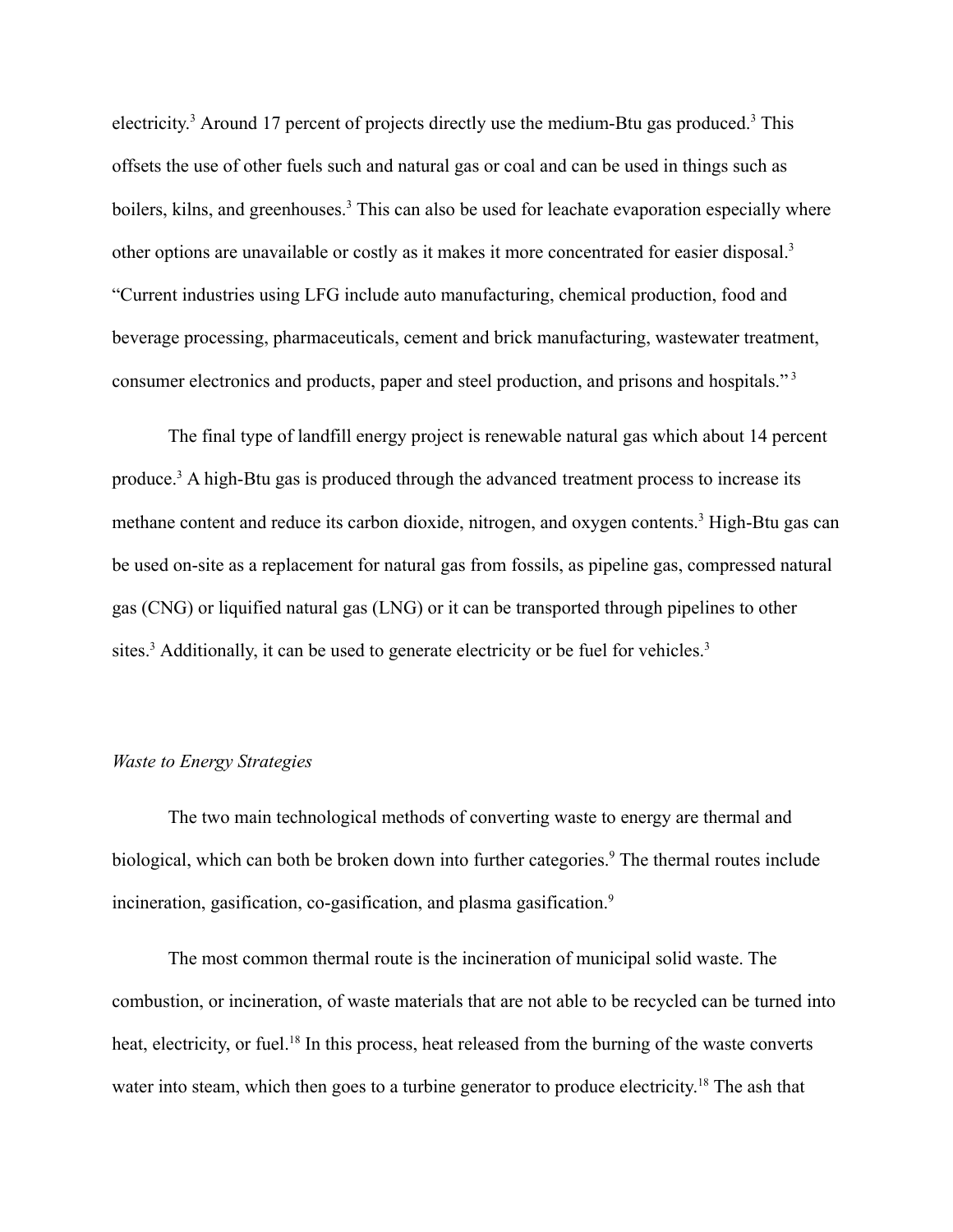electricity.[3] Around 17 percent of projects directly use the medium-Btu gas produced.[3] This offsets the use of other fuels such and natural gas or coal and can be used in things such as boilers, kilns, and greenhouses.[3] This can also be used for leachate evaporation especially where other options are unavailable or costly as it makes it more concentrated for easier disposal.[3] "Current industries using LFG include auto manufacturing, chemical production, food and beverage processing, pharmaceuticals, cement and brick manufacturing, wastewater treatment, consumer electronics and products, paper and steel production, and prisons and hospitals."[3]

The final type of landfill energy project is renewable natural gas which about 14 percent produce.[3] A high-Btu gas is produced through the advanced treatment process to increase its methane content and reduce its carbon dioxide, nitrogen, and oxygen contents.[3] High-Btu gas can be used on-site as a replacement for natural gas from fossils, as pipeline gas, compressed natural gas (CNG) or liquified natural gas (LNG) or it can be transported through pipelines to other sites.[3] Additionally, it can be used to generate electricity or be fuel for vehicles.[3]

*Waste to Energy Strategies*

The two main technological methods of converting waste to energy are thermal and biological, which can both be broken down into further categories.[9] The thermal routes include incineration, gasification, co-gasification, and plasma gasification.[9]

The most common thermal route is the incineration of municipal solid waste. The combustion, or incineration, of waste materials that are not able to be recycled can be turned into heat, electricity, or fuel.[18] In this process, heat released from the burning of the waste converts water into steam, which then goes to a turbine generator to produce electricity.[18] The ash that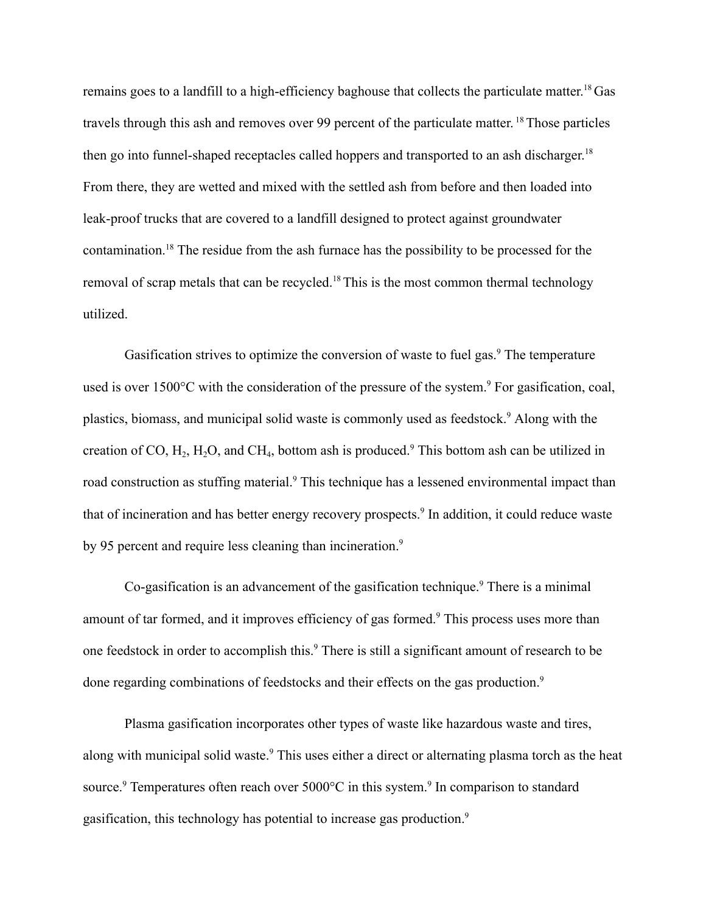remains goes to a landfill to a high-efficiency baghouse that collects the particulate matter.[18] Gas travels through this ash and removes over 99 percent of the particulate matter. [18] Those particles then go into funnel-shaped receptacles called hoppers and transported to an ash discharger.[18] From there, they are wetted and mixed with the settled ash from before and then loaded into leak-proof trucks that are covered to a landfill designed to protect against groundwater contamination.[18] The residue from the ash furnace has the possibility to be processed for the removal of scrap metals that can be recycled.[18] This is the most common thermal technology utilized.

Gasification strives to optimize the conversion of waste to fuel gas.[9] The temperature used is over 1500°C with the consideration of the pressure of the system.[9] For gasification, coal, plastics, biomass, and municipal solid waste is commonly used as feedstock.[9] Along with the creation of $CO$, $H_2$, $H_2O$, and $CH_4$, bottom ash is produced.[9] This bottom ash can be utilized in road construction as stuffing material.[9] This technique has a lessened environmental impact than that of incineration and has better energy recovery prospects.[9] In addition, it could reduce waste by 95 percent and require less cleaning than incineration.[9]

Co-gasification is an advancement of the gasification technique.[9] There is a minimal amount of tar formed, and it improves efficiency of gas formed.[9] This process uses more than one feedstock in order to accomplish this.[9] There is still a significant amount of research to be done regarding combinations of feedstocks and their effects on the gas production.[9]

Plasma gasification incorporates other types of waste like hazardous waste and tires, along with municipal solid waste.[9] This uses either a direct or alternating plasma torch as the heat source.[9] Temperatures often reach over 5000°C in this system.[9] In comparison to standard gasification, this technology has potential to increase gas production.[9]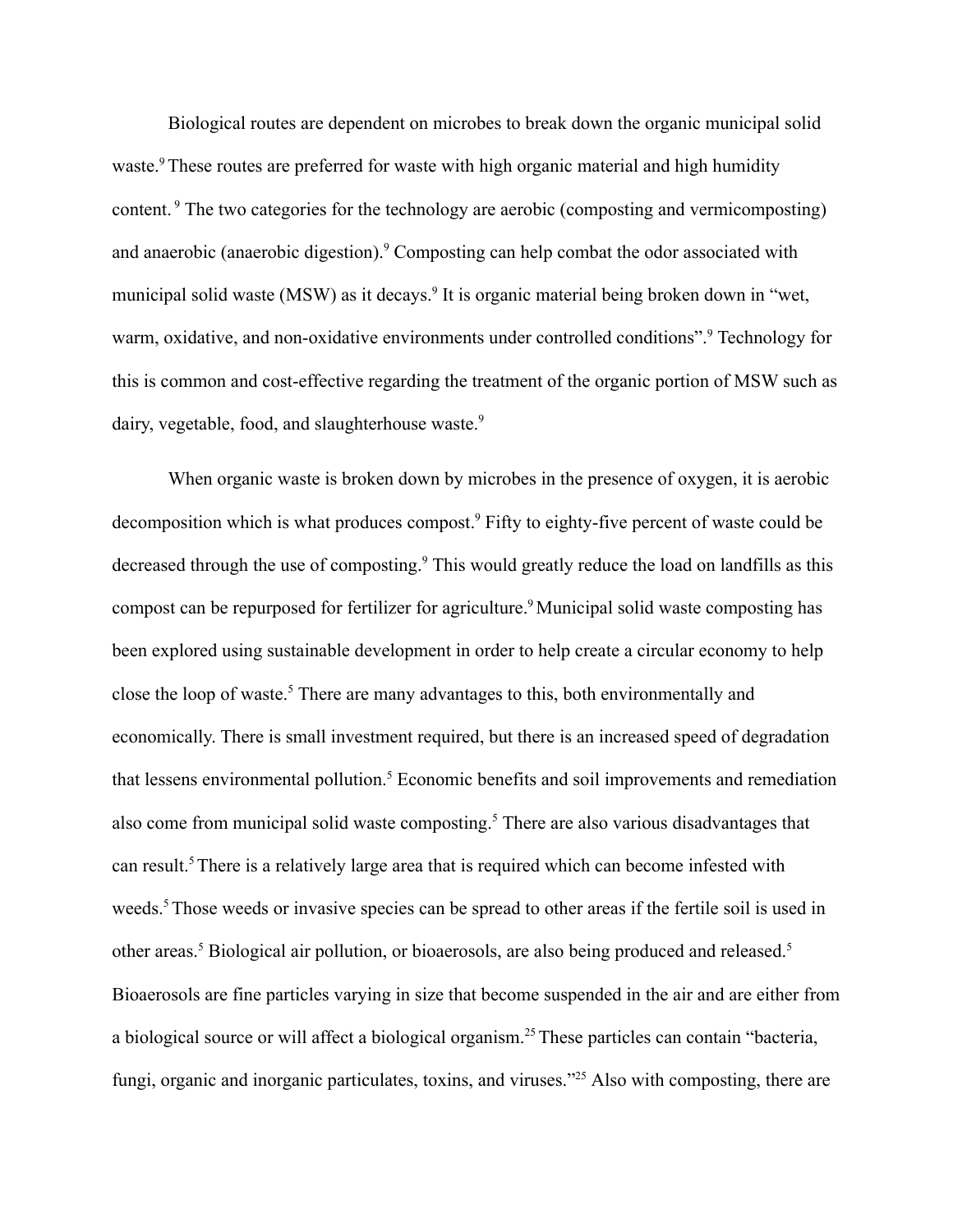Biological routes are dependent on microbes to break down the organic municipal solid waste.[9] These routes are preferred for waste with high organic material and high humidity content. [9] The two categories for the technology are aerobic (composting and vermicomposting) and anaerobic (anaerobic digestion).[9] Composting can help combat the odor associated with municipal solid waste (MSW) as it decays.[9] It is organic material being broken down in "wet, warm, oxidative, and non-oxidative environments under controlled conditions".[9] Technology for this is common and cost-effective regarding the treatment of the organic portion of MSW such as dairy, vegetable, food, and slaughterhouse waste.[9]

When organic waste is broken down by microbes in the presence of oxygen, it is aerobic decomposition which is what produces compost.[9] Fifty to eighty-five percent of waste could be decreased through the use of composting.[9] This would greatly reduce the load on landfills as this compost can be repurposed for fertilizer for agriculture.[9] Municipal solid waste composting has been explored using sustainable development in order to help create a circular economy to help close the loop of waste.[5] There are many advantages to this, both environmentally and economically. There is small investment required, but there is an increased speed of degradation that lessens environmental pollution.[5] Economic benefits and soil improvements and remediation also come from municipal solid waste composting.[5] There are also various disadvantages that can result.[5] There is a relatively large area that is required which can become infested with weeds.[5] Those weeds or invasive species can be spread to other areas if the fertile soil is used in other areas.[5] Biological air pollution, or bioaerosols, are also being produced and released.[5] Bioaerosols are fine particles varying in size that become suspended in the air and are either from a biological source or will affect a biological organism.[25] These particles can contain "bacteria, fungi, organic and inorganic particulates, toxins, and viruses."[25] Also with composting, there are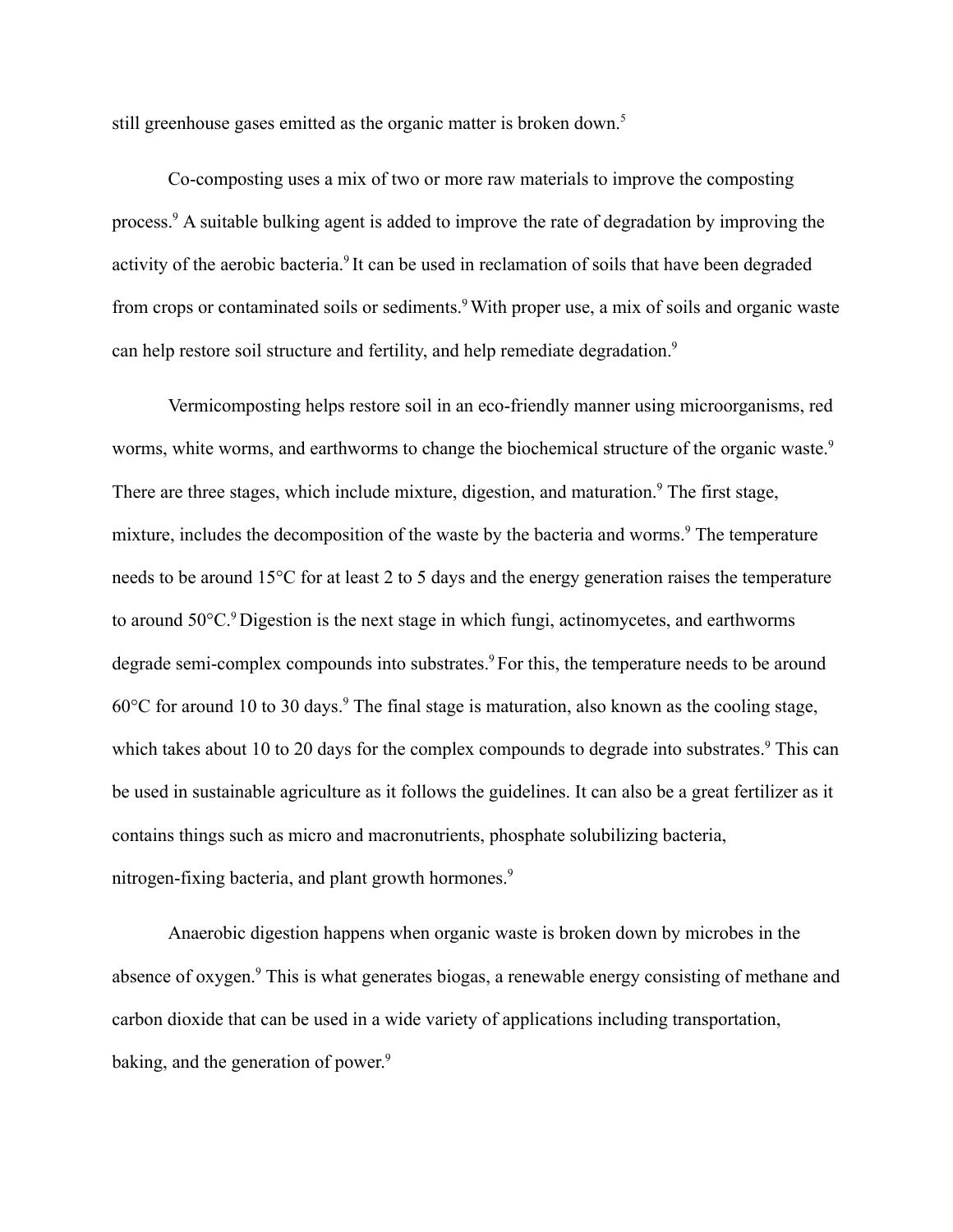still greenhouse gases emitted as the organic matter is broken down.[5]

Co-composting uses a mix of two or more raw materials to improve the composting process.[9] A suitable bulking agent is added to improve the rate of degradation by improving the activity of the aerobic bacteria.[9] It can be used in reclamation of soils that have been degraded from crops or contaminated soils or sediments.[9] With proper use, a mix of soils and organic waste can help restore soil structure and fertility, and help remediate degradation.[9]

Vermicomposting helps restore soil in an eco-friendly manner using microorganisms, red worms, white worms, and earthworms to change the biochemical structure of the organic waste.[9] There are three stages, which include mixture, digestion, and maturation.[9] The first stage, mixture, includes the decomposition of the waste by the bacteria and worms.[9] The temperature needs to be around 15°C for at least 2 to 5 days and the energy generation raises the temperature to around 50°C.[9] Digestion is the next stage in which fungi, actinomycetes, and earthworms degrade semi-complex compounds into substrates.[9] For this, the temperature needs to be around 60°C for around 10 to 30 days.[9] The final stage is maturation, also known as the cooling stage, which takes about 10 to 20 days for the complex compounds to degrade into substrates.[9] This can be used in sustainable agriculture as it follows the guidelines. It can also be a great fertilizer as it contains things such as micro and macronutrients, phosphate solubilizing bacteria, nitrogen-fixing bacteria, and plant growth hormones.[9]

Anaerobic digestion happens when organic waste is broken down by microbes in the absence of oxygen.[9] This is what generates biogas, a renewable energy consisting of methane and carbon dioxide that can be used in a wide variety of applications including transportation, baking, and the generation of power.[9]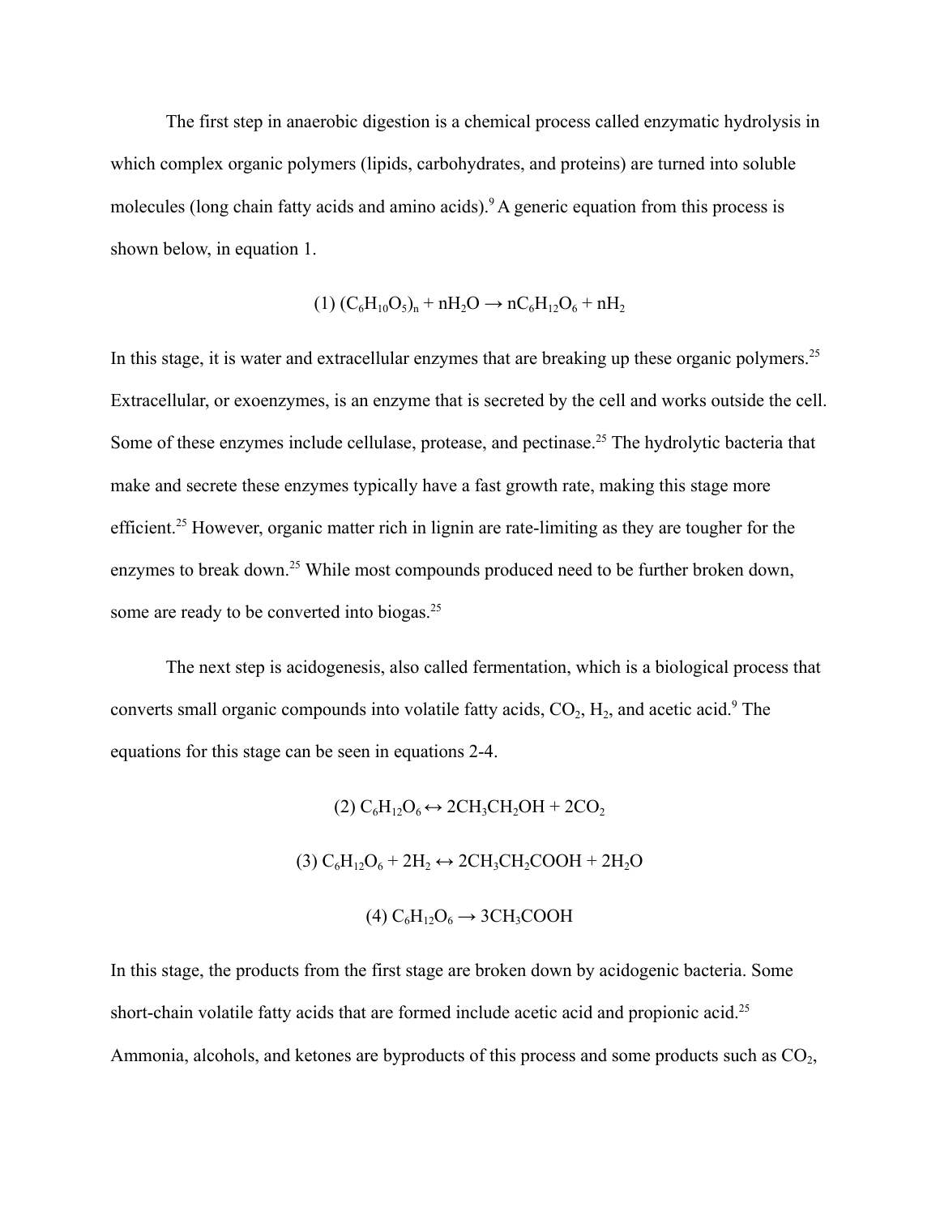The first step in anaerobic digestion is a chemical process called enzymatic hydrolysis in which complex organic polymers (lipids, carbohydrates, and proteins) are turned into soluble molecules (long chain fatty acids and amino acids).[9] A generic equation from this process is shown below, in equation 1.

$$(1)\ (C_6H_{10}O_5)_n + nH_2O \rightarrow nC_6H_{12}O_6 + nH_2$$

In this stage, it is water and extracellular enzymes that are breaking up these organic polymers.[25] Extracellular, or exoenzymes, is an enzyme that is secreted by the cell and works outside the cell. Some of these enzymes include cellulase, protease, and pectinase.[25] The hydrolytic bacteria that make and secrete these enzymes typically have a fast growth rate, making this stage more efficient.[25] However, organic matter rich in lignin are rate-limiting as they are tougher for the enzymes to break down.[25] While most compounds produced need to be further broken down, some are ready to be converted into biogas.[25]

The next step is acidogenesis, also called fermentation, which is a biological process that converts small organic compounds into volatile fatty acids, $CO_2$, $H_2$, and acetic acid.[9] The equations for this stage can be seen in equations 2-4.

$$(2)\ C_6H_{12}O_6 \leftrightarrow 2CH_3CH_2OH + 2CO_2$$

$$(3)\ C_6H_{12}O_6 + 2H_2 \leftrightarrow 2CH_3CH_2COOH + 2H_2O$$

$$(4)\ C_6H_{12}O_6 \rightarrow 3CH_3COOH$$

In this stage, the products from the first stage are broken down by acidogenic bacteria. Some short-chain volatile fatty acids that are formed include acetic acid and propionic acid.[25] Ammonia, alcohols, and ketones are byproducts of this process and some products such as $CO_2$,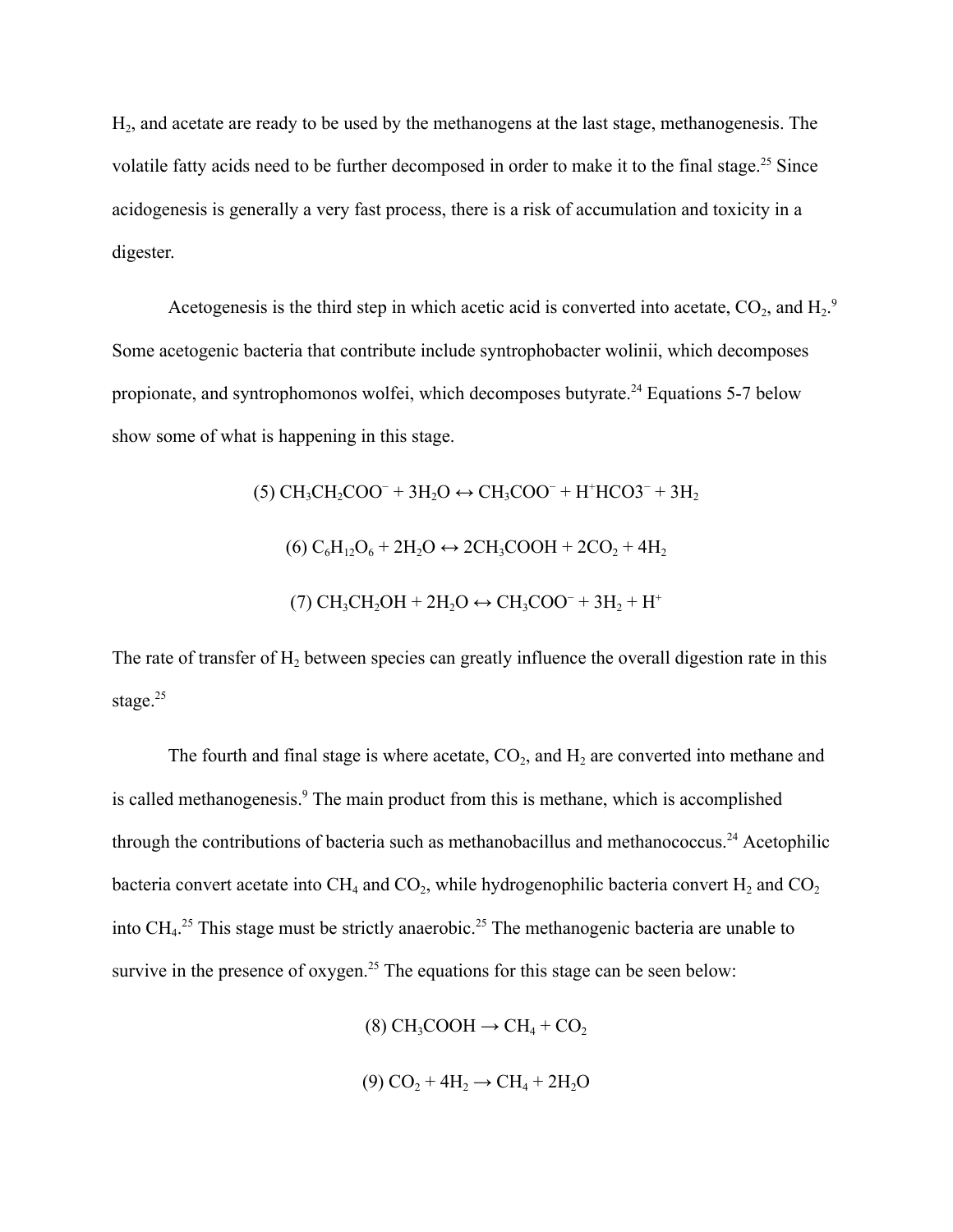$H_2$, and acetate are ready to be used by the methanogens at the last stage, methanogenesis. The volatile fatty acids need to be further decomposed in order to make it to the final stage.[25] Since acidogenesis is generally a very fast process, there is a risk of accumulation and toxicity in a digester.

Acetogenesis is the third step in which acetic acid is converted into acetate, $CO_2$, and $H_2$.[9] Some acetogenic bacteria that contribute include syntrophobacter wolinii, which decomposes propionate, and syntrophomonos wolfei, which decomposes butyrate.[24] Equations 5-7 below show some of what is happening in this stage.

$$(5)\ CH_3CH_2COO^- + 3H_2O \leftrightarrow CH_3COO^- + H^+HCO3^- + 3H_2$$

$$(6)\ C_6H_{12}O_6 + 2H_2O \leftrightarrow 2CH_3COOH + 2CO_2 + 4H_2$$

$$(7)\ CH_3CH_2OH + 2H_2O \leftrightarrow CH_3COO^- + 3H_2 + H^+$$

The rate of transfer of $H_2$ between species can greatly influence the overall digestion rate in this stage.[25]

The fourth and final stage is where acetate, $CO_2$, and $H_2$ are converted into methane and is called methanogenesis.[9] The main product from this is methane, which is accomplished through the contributions of bacteria such as methanobacillus and methanococcus.[24] Acetophilic bacteria convert acetate into $CH_4$ and $CO_2$, while hydrogenophilic bacteria convert $H_2$ and $CO_2$ into $CH_4$.[25] This stage must be strictly anaerobic.[25] The methanogenic bacteria are unable to survive in the presence of oxygen.[25] The equations for this stage can be seen below:

$$(8)\ CH_3COOH \rightarrow CH_4 + CO_2$$

$$(9)\ CO_2 + 4H_2 \rightarrow CH_4 + 2H_2O$$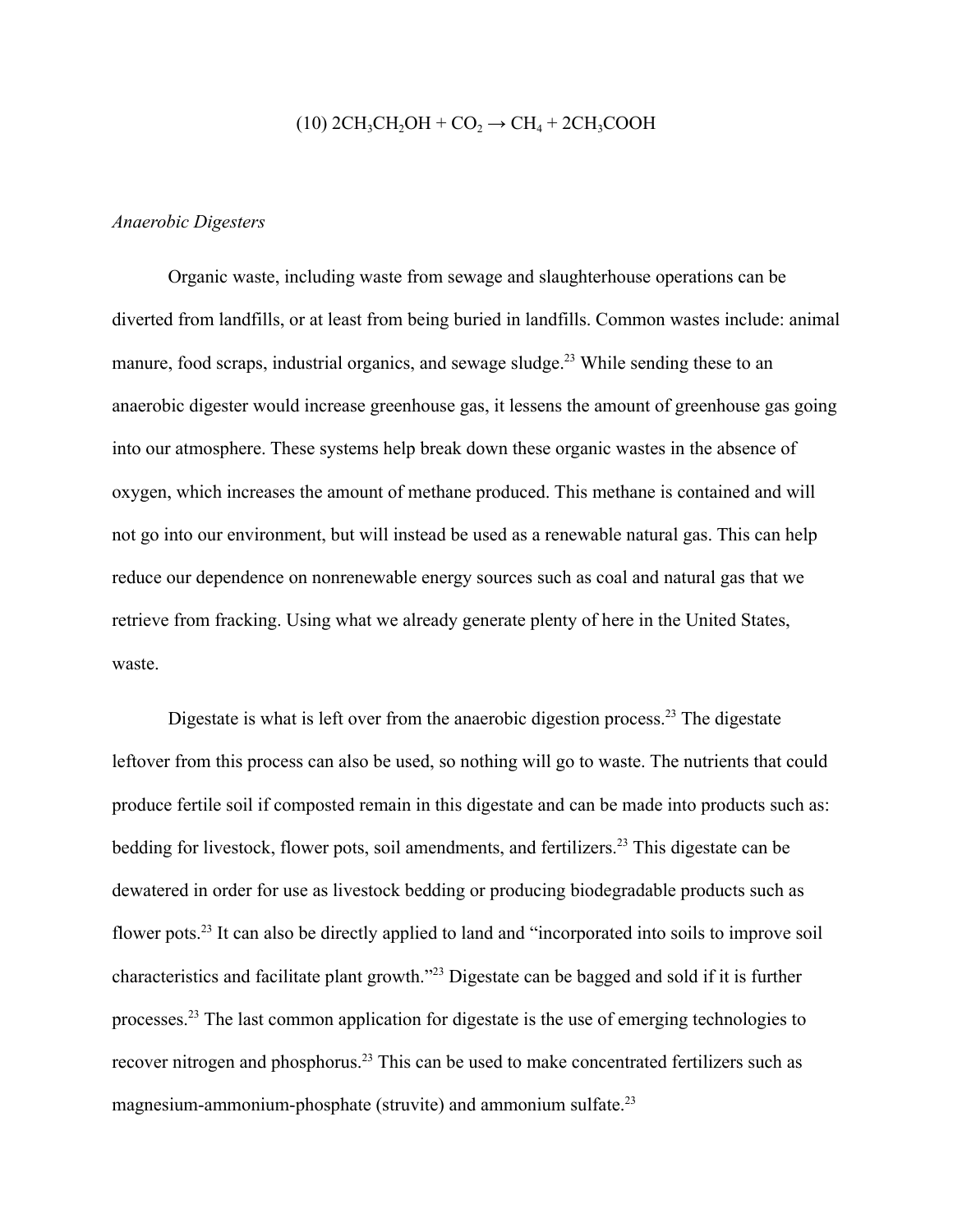$$(10)\ 2CH_3CH_2OH + CO_2 \rightarrow CH_4 + 2CH_3COOH$$

*Anaerobic Digesters*

Organic waste, including waste from sewage and slaughterhouse operations can be diverted from landfills, or at least from being buried in landfills. Common wastes include: animal manure, food scraps, industrial organics, and sewage sludge.[23] While sending these to an anaerobic digester would increase greenhouse gas, it lessens the amount of greenhouse gas going into our atmosphere. These systems help break down these organic wastes in the absence of oxygen, which increases the amount of methane produced. This methane is contained and will not go into our environment, but will instead be used as a renewable natural gas. This can help reduce our dependence on nonrenewable energy sources such as coal and natural gas that we retrieve from fracking. Using what we already generate plenty of here in the United States, waste.

Digestate is what is left over from the anaerobic digestion process.[23] The digestate leftover from this process can also be used, so nothing will go to waste. The nutrients that could produce fertile soil if composted remain in this digestate and can be made into products such as: bedding for livestock, flower pots, soil amendments, and fertilizers.[23] This digestate can be dewatered in order for use as livestock bedding or producing biodegradable products such as flower pots.[23] It can also be directly applied to land and "incorporated into soils to improve soil characteristics and facilitate plant growth."[23] Digestate can be bagged and sold if it is further processes.[23] The last common application for digestate is the use of emerging technologies to recover nitrogen and phosphorus.[23] This can be used to make concentrated fertilizers such as magnesium-ammonium-phosphate (struvite) and ammonium sulfate.[23]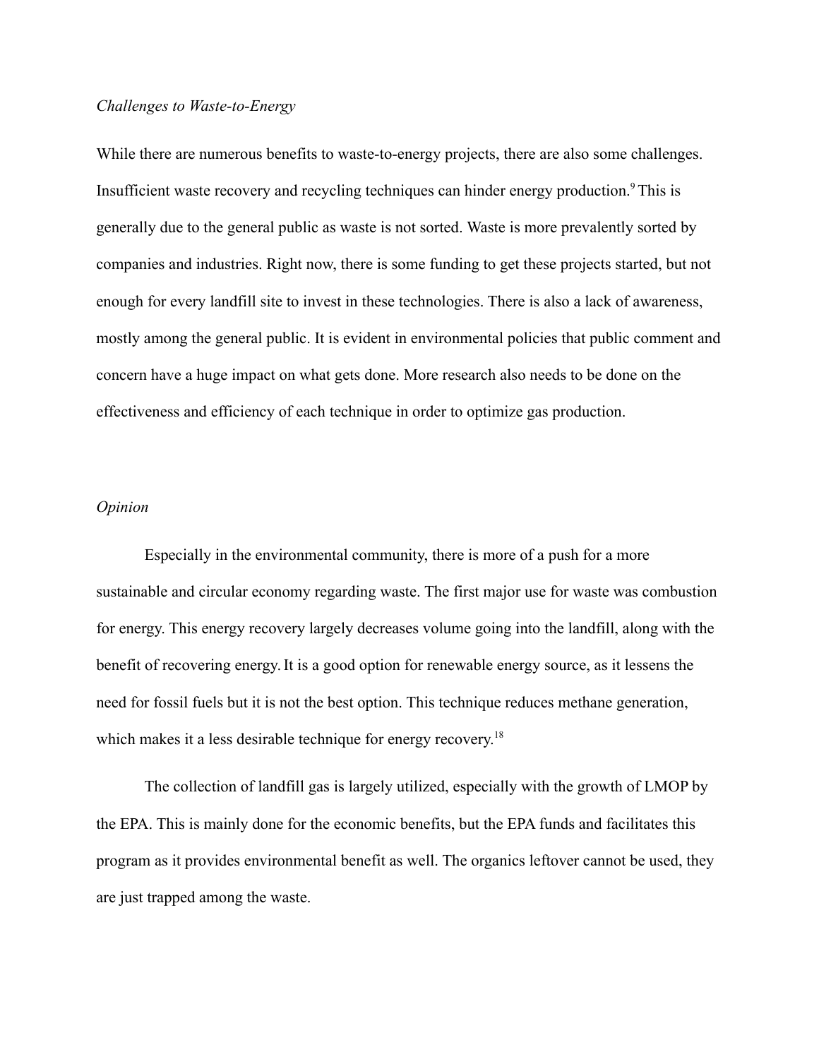*Challenges to Waste-to-Energy*

While there are numerous benefits to waste-to-energy projects, there are also some challenges. Insufficient waste recovery and recycling techniques can hinder energy production.[9] This is generally due to the general public as waste is not sorted. Waste is more prevalently sorted by companies and industries. Right now, there is some funding to get these projects started, but not enough for every landfill site to invest in these technologies. There is also a lack of awareness, mostly among the general public. It is evident in environmental policies that public comment and concern have a huge impact on what gets done. More research also needs to be done on the effectiveness and efficiency of each technique in order to optimize gas production.

*Opinion*

Especially in the environmental community, there is more of a push for a more sustainable and circular economy regarding waste. The first major use for waste was combustion for energy. This energy recovery largely decreases volume going into the landfill, along with the benefit of recovering energy. It is a good option for renewable energy source, as it lessens the need for fossil fuels but it is not the best option. This technique reduces methane generation, which makes it a less desirable technique for energy recovery.[18]

The collection of landfill gas is largely utilized, especially with the growth of LMOP by the EPA. This is mainly done for the economic benefits, but the EPA funds and facilitates this program as it provides environmental benefit as well. The organics leftover cannot be used, they are just trapped among the waste.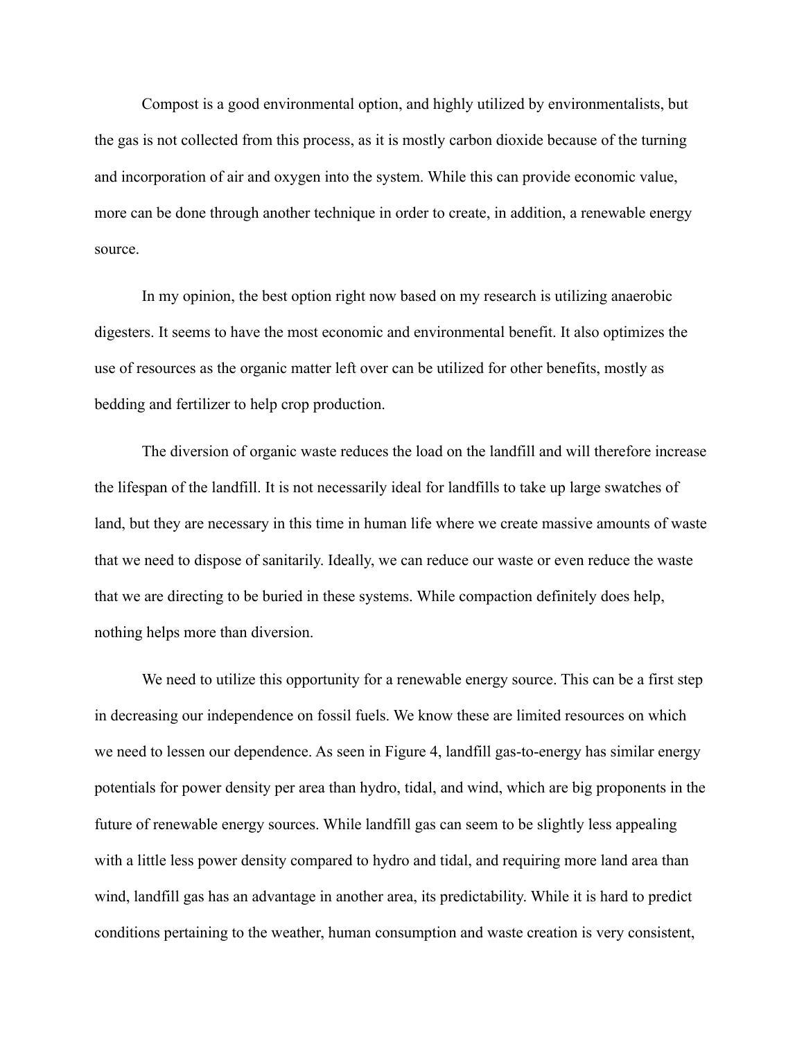Compost is a good environmental option, and highly utilized by environmentalists, but the gas is not collected from this process, as it is mostly carbon dioxide because of the turning and incorporation of air and oxygen into the system. While this can provide economic value, more can be done through another technique in order to create, in addition, a renewable energy source.

In my opinion, the best option right now based on my research is utilizing anaerobic digesters. It seems to have the most economic and environmental benefit. It also optimizes the use of resources as the organic matter left over can be utilized for other benefits, mostly as bedding and fertilizer to help crop production.

The diversion of organic waste reduces the load on the landfill and will therefore increase the lifespan of the landfill. It is not necessarily ideal for landfills to take up large swatches of land, but they are necessary in this time in human life where we create massive amounts of waste that we need to dispose of sanitarily. Ideally, we can reduce our waste or even reduce the waste that we are directing to be buried in these systems. While compaction definitely does help, nothing helps more than diversion.

We need to utilize this opportunity for a renewable energy source. This can be a first step in decreasing our independence on fossil fuels. We know these are limited resources on which we need to lessen our dependence. As seen in Figure 4, landfill gas-to-energy has similar energy potentials for power density per area than hydro, tidal, and wind, which are big proponents in the future of renewable energy sources. While landfill gas can seem to be slightly less appealing with a little less power density compared to hydro and tidal, and requiring more land area than wind, landfill gas has an advantage in another area, its predictability. While it is hard to predict conditions pertaining to the weather, human consumption and waste creation is very consistent,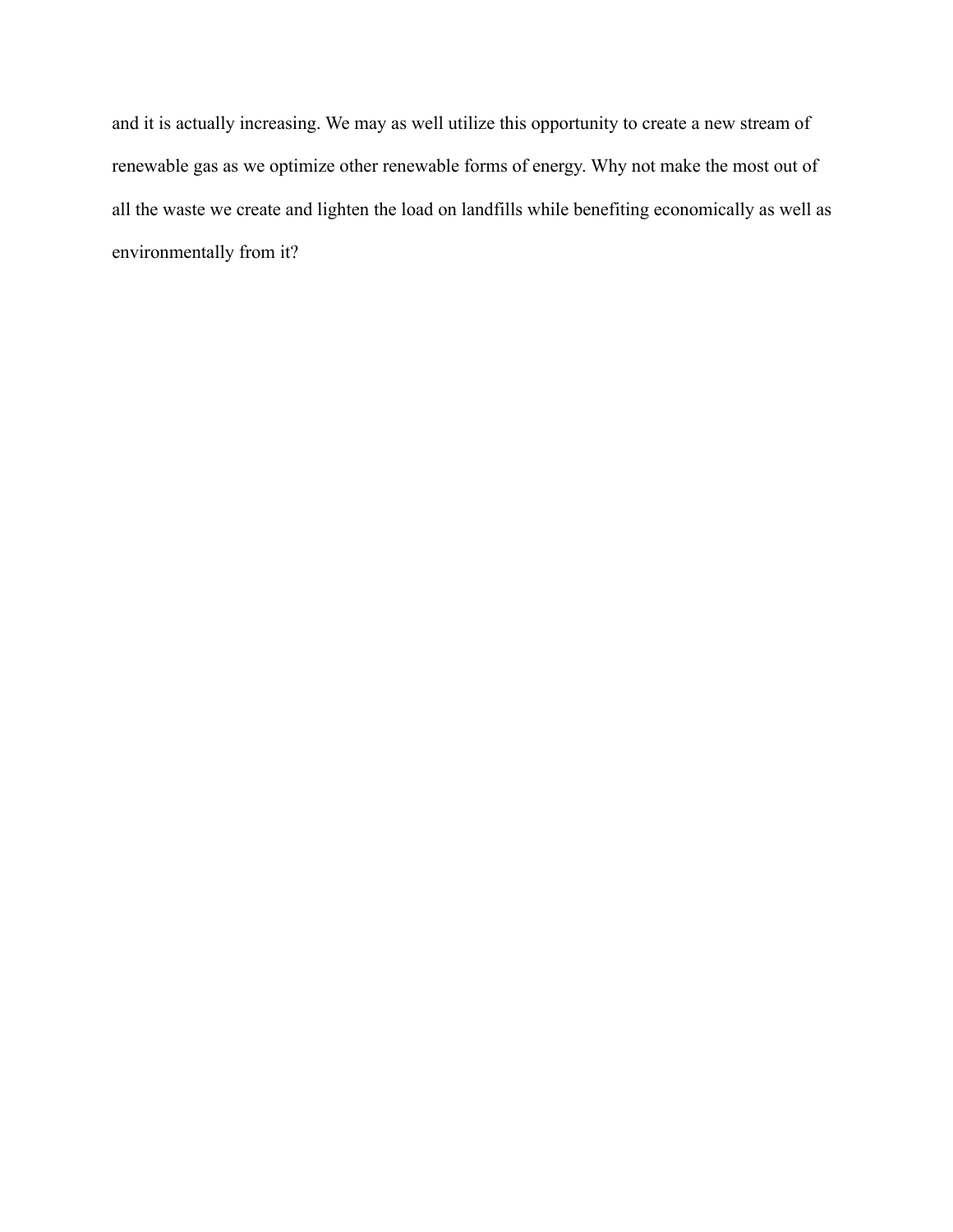and it is actually increasing. We may as well utilize this opportunity to create a new stream of renewable gas as we optimize other renewable forms of energy. Why not make the most out of all the waste we create and lighten the load on landfills while benefiting economically as well as environmentally from it?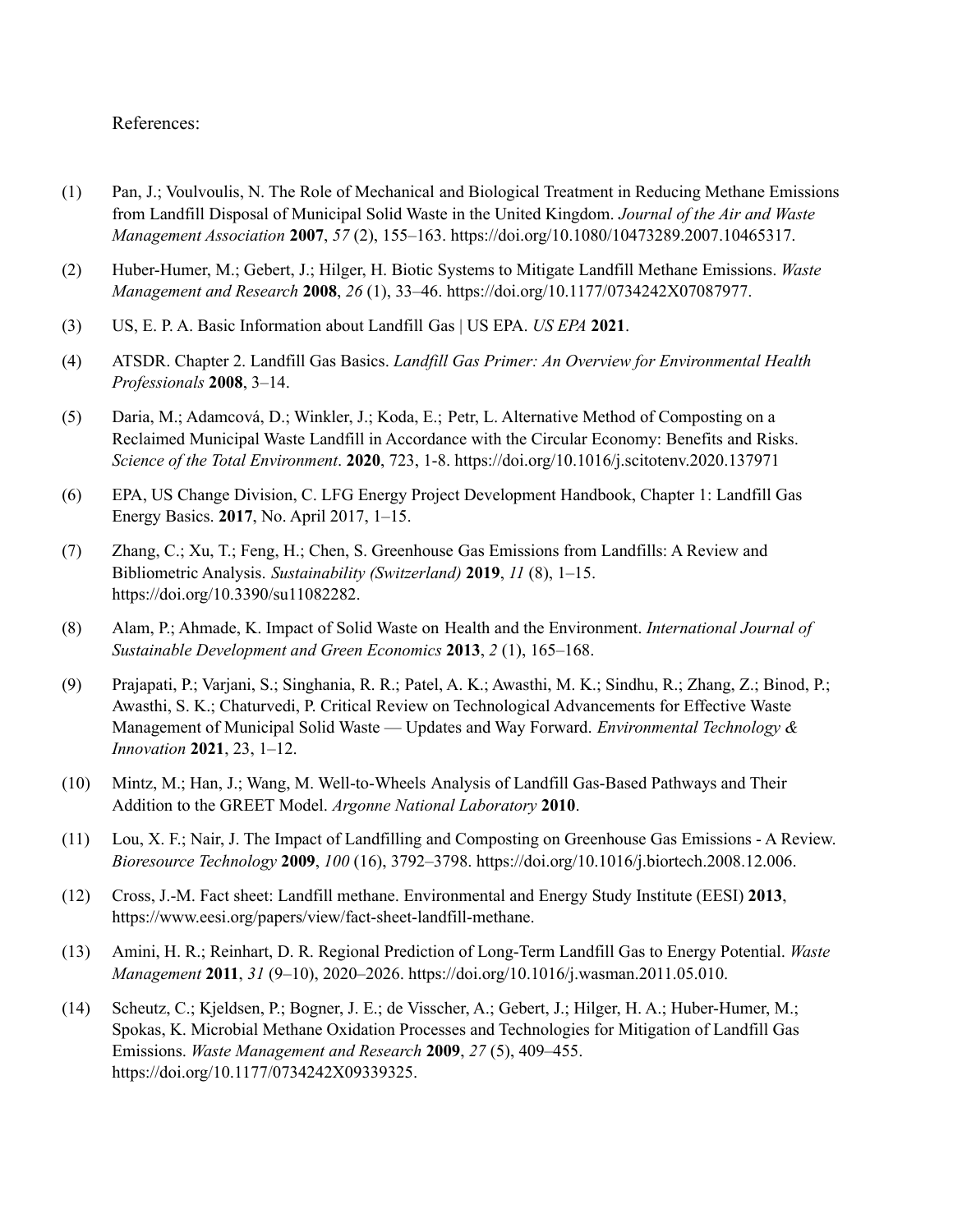References:

(1) Pan, J.; Voulvoulis, N. The Role of Mechanical and Biological Treatment in Reducing Methane Emissions from Landfill Disposal of Municipal Solid Waste in the United Kingdom. *Journal of the Air and Waste Management Association* **2007**, *57* (2), 155–163. https://doi.org/10.1080/10473289.2007.10465317.

(2) Huber-Humer, M.; Gebert, J.; Hilger, H. Biotic Systems to Mitigate Landfill Methane Emissions. *Waste Management and Research* **2008**, *26* (1), 33–46. https://doi.org/10.1177/0734242X07087977.

(3) US, E. P. A. Basic Information about Landfill Gas | US EPA. *US EPA* **2021**.

(4) ATSDR. Chapter 2. Landfill Gas Basics. *Landfill Gas Primer: An Overview for Environmental Health Professionals* **2008**, 3–14.

(5) Daria, M.; Adamcová, D.; Winkler, J.; Koda, E.; Petr, L. Alternative Method of Composting on a Reclaimed Municipal Waste Landfill in Accordance with the Circular Economy: Benefits and Risks. *Science of the Total Environment*. **2020**, 723, 1-8. https://doi.org/10.1016/j.scitotenv.2020.137971

(6) EPA, US Change Division, C. LFG Energy Project Development Handbook, Chapter 1: Landfill Gas Energy Basics. **2017**, No. April 2017, 1–15.

(7) Zhang, C.; Xu, T.; Feng, H.; Chen, S. Greenhouse Gas Emissions from Landfills: A Review and Bibliometric Analysis. *Sustainability (Switzerland)* **2019**, *11* (8), 1–15. https://doi.org/10.3390/su11082282.

(8) Alam, P.; Ahmade, K. Impact of Solid Waste on Health and the Environment. *International Journal of Sustainable Development and Green Economics* **2013**, *2* (1), 165–168.

(9) Prajapati, P.; Varjani, S.; Singhania, R. R.; Patel, A. K.; Awasthi, M. K.; Sindhu, R.; Zhang, Z.; Binod, P.; Awasthi, S. K.; Chaturvedi, P. Critical Review on Technological Advancements for Effective Waste Management of Municipal Solid Waste — Updates and Way Forward. *Environmental Technology & Innovation* **2021**, 23, 1–12.

(10) Mintz, M.; Han, J.; Wang, M. Well-to-Wheels Analysis of Landfill Gas-Based Pathways and Their Addition to the GREET Model. *Argonne National Laboratory* **2010**.

(11) Lou, X. F.; Nair, J. The Impact of Landfilling and Composting on Greenhouse Gas Emissions - A Review. *Bioresource Technology* **2009**, *100* (16), 3792–3798. https://doi.org/10.1016/j.biortech.2008.12.006.

(12) Cross, J.-M. Fact sheet: Landfill methane. Environmental and Energy Study Institute (EESI) **2013**, https://www.eesi.org/papers/view/fact-sheet-landfill-methane.

(13) Amini, H. R.; Reinhart, D. R. Regional Prediction of Long-Term Landfill Gas to Energy Potential. *Waste Management* **2011**, *31* (9–10), 2020–2026. https://doi.org/10.1016/j.wasman.2011.05.010.

(14) Scheutz, C.; Kjeldsen, P.; Bogner, J. E.; de Visscher, A.; Gebert, J.; Hilger, H. A.; Huber-Humer, M.; Spokas, K. Microbial Methane Oxidation Processes and Technologies for Mitigation of Landfill Gas Emissions. *Waste Management and Research* **2009**, *27* (5), 409–455. https://doi.org/10.1177/0734242X09339325.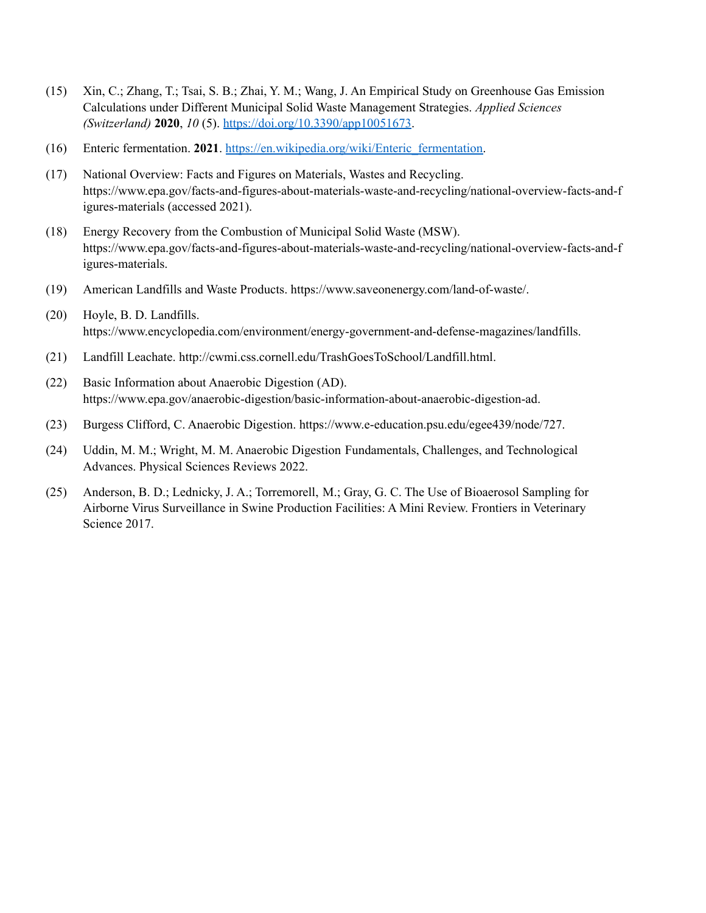(15) Xin, C.; Zhang, T.; Tsai, S. B.; Zhai, Y. M.; Wang, J. An Empirical Study on Greenhouse Gas Emission Calculations under Different Municipal Solid Waste Management Strategies. *Applied Sciences (Switzerland)* **2020**, *10* (5). https://doi.org/10.3390/app10051673.

(16) Enteric fermentation. **2021**. https://en.wikipedia.org/wiki/Enteric_fermentation.

(17) National Overview: Facts and Figures on Materials, Wastes and Recycling. https://www.epa.gov/facts-and-figures-about-materials-waste-and-recycling/national-overview-facts-and-figures-materials (accessed 2021).

(18) Energy Recovery from the Combustion of Municipal Solid Waste (MSW). https://www.epa.gov/facts-and-figures-about-materials-waste-and-recycling/national-overview-facts-and-figures-materials.

(19) American Landfills and Waste Products. https://www.saveonenergy.com/land-of-waste/.

(20) Hoyle, B. D. Landfills. https://www.encyclopedia.com/environment/energy-government-and-defense-magazines/landfills.

(21) Landfill Leachate. http://cwmi.css.cornell.edu/TrashGoesToSchool/Landfill.html.

(22) Basic Information about Anaerobic Digestion (AD). https://www.epa.gov/anaerobic-digestion/basic-information-about-anaerobic-digestion-ad.

(23) Burgess Clifford, C. Anaerobic Digestion. https://www.e-education.psu.edu/egee439/node/727.

(24) Uddin, M. M.; Wright, M. M. Anaerobic Digestion Fundamentals, Challenges, and Technological Advances. Physical Sciences Reviews 2022.

(25) Anderson, B. D.; Lednicky, J. A.; Torremorell, M.; Gray, G. C. The Use of Bioaerosol Sampling for Airborne Virus Surveillance in Swine Production Facilities: A Mini Review. Frontiers in Veterinary Science 2017.